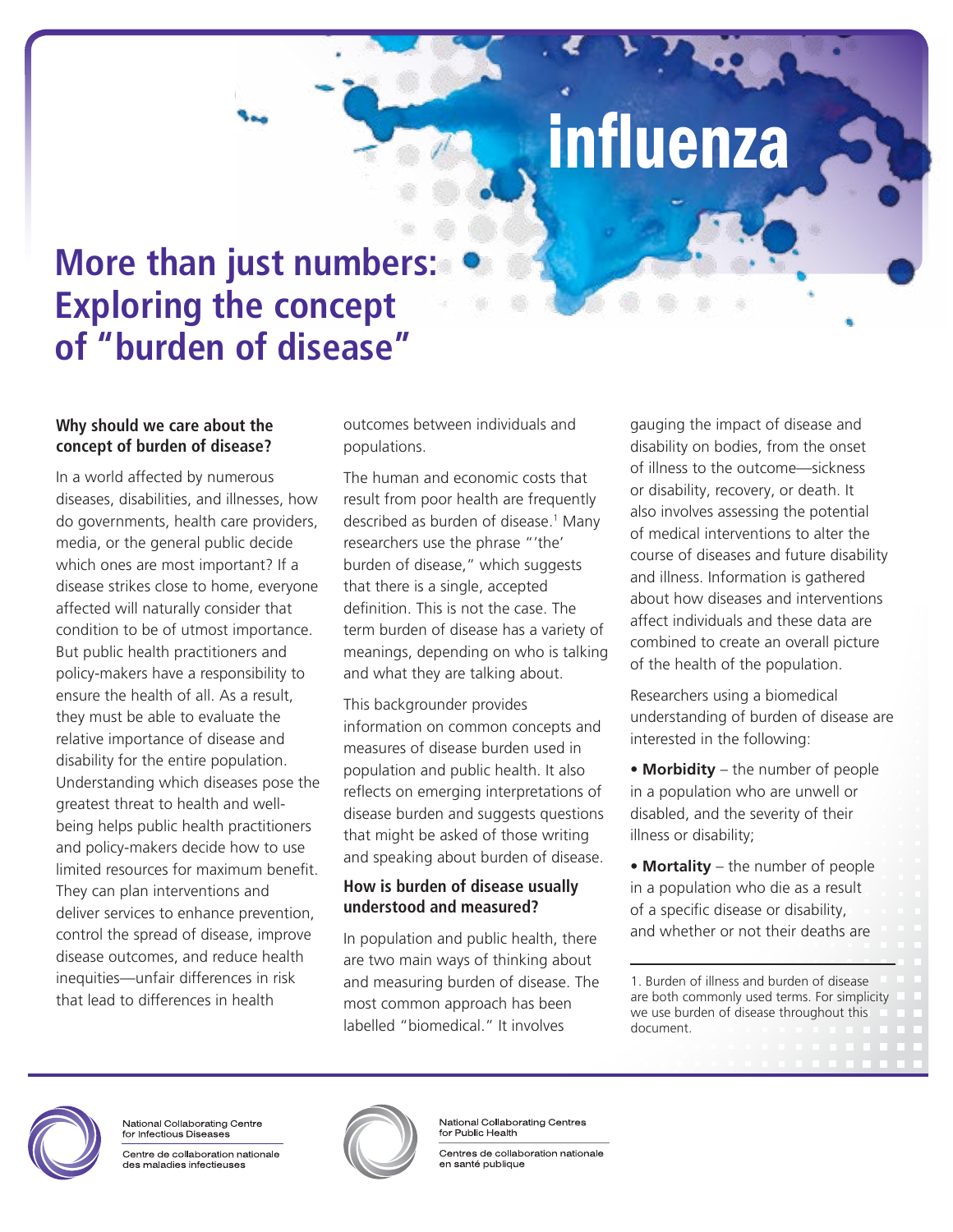influenza

# More than just numbers: Exploring the concept of "burden of disease"

### Why should we care about the concept of burden of disease?

In a world affected by numerous diseases, disabilities, and illnesses, how do governments, health care providers, media, or the general public decide which ones are most important? If a disease strikes close to home, everyone affected will naturally consider that condition to be of utmost importance. But public health practitioners and policy-makers have a responsibility to ensure the health of all. As a result, they must be able to evaluate the relative importance of disease and disability for the entire population. Understanding which diseases pose the greatest threat to health and well-being helps public health practitioners and policy-makers decide how to use limited resources for maximum benefit. They can plan interventions and deliver services to enhance prevention, control the spread of disease, improve disease outcomes, and reduce health inequities—unfair differences in risk that lead to differences in health outcomes between individuals and populations.

The human and economic costs that result from poor health are frequently described as burden of disease.[1] Many researchers use the phrase "'the' burden of disease," which suggests that there is a single, accepted definition. This is not the case. The term burden of disease has a variety of meanings, depending on who is talking and what they are talking about.

This backgrounder provides information on common concepts and measures of disease burden used in population and public health. It also reflects on emerging interpretations of disease burden and suggests questions that might be asked of those writing and speaking about burden of disease.

### How is burden of disease usually understood and measured?

In population and public health, there are two main ways of thinking about and measuring burden of disease. The most common approach has been labelled "biomedical." It involves gauging the impact of disease and disability on bodies, from the onset of illness to the outcome—sickness or disability, recovery, or death. It also involves assessing the potential of medical interventions to alter the course of diseases and future disability and illness. Information is gathered about how diseases and interventions affect individuals and these data are combined to create an overall picture of the health of the population.

Researchers using a biomedical understanding of burden of disease are interested in the following:

- **Morbidity** – the number of people in a population who are unwell or disabled, and the severity of their illness or disability;
- **Mortality** – the number of people in a population who die as a result of a specific disease or disability, and whether or not their deaths are

1. Burden of illness and burden of disease are both commonly used terms. For simplicity we use burden of disease throughout this document.

National Collaborating Centre for Infectious Diseases
Centre de collaboration nationale des maladies infectieuses

National Collaborating Centres for Public Health
Centres de collaboration nationale en santé publique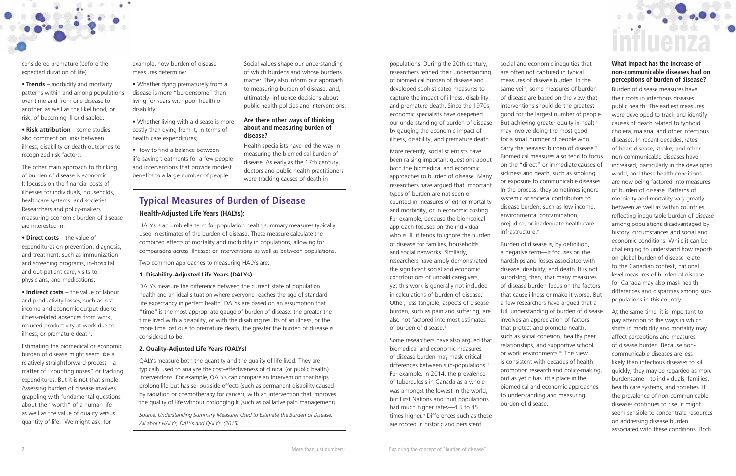considered premature (before the expected duration of life).

- **Trends** – morbidity and mortality patterns within and among populations over time and from one disease to another, as well as the likelihood, or risk, of becoming ill or disabled.
- **Risk attribution** – some studies also comment on links between illness, disability or death outcomes to recognized risk factors.

The other main approach to thinking of burden of disease is economic. It focuses on the financial costs of illnesses for individuals, households, healthcare systems, and societies. Researchers and policy-makers measuring economic burden of disease are interested in:

- **Direct costs** – the value of expenditures on prevention, diagnosis, and treatment, such as immunization and screening programs, in-hospital and out-patient care, visits to physicians, and medications;
- **Indirect costs** – the value of labour and productivity losses, such as lost income and economic output due to illness-related absences from work, reduced productivity at work due to illness, or premature death.

Estimating the biomedical or economic burden of disease might seem like a relatively straightforward process—a matter of "counting noses" or tracking expenditures. But it is not that simple. Assessing burden of disease involves grappling with fundamental questions about the "worth" of a human life as well as the value of quality versus quantity of life. We might ask, for example, how burden of disease measures determine:

- Whether dying prematurely from a disease is more "burdensome" than living for years with poor health or disability;
- Whether living with a disease is more costly than dying from it, in terms of health care expenditures;
- How to find a balance between life-saving treatments for a few people and interventions that provide modest benefits to a large number of people.

Social values shape our understanding of which burdens and whose burdens matter. They also inform our approach to measuring burden of disease, and, ultimately, influence decisions about public health policies and interventions.

### Are there other ways of thinking about and measuring burden of disease?

Health specialists have led the way in measuring the biomedical burden of disease. As early as the 17th century, doctors and public health practitioners were tracking causes of death in populations. During the 20th century, researchers refined their understanding of biomedical burden of disease and developed sophisticated measures to capture the impact of illness, disability, and premature death. Since the 1970s, economic specialists have deepened our understanding of burden of disease by gauging the economic impact of illness, disability, and premature death.

More recently, social scientists have been raising important questions about both the biomedical and economic approaches to burden of disease. Many researchers have argued that important types of burden are not seen or counted in measures of either mortality and morbidity, or in economic costing. For example, because the biomedical approach focuses on the individual who is ill, it tends to ignore the burden of disease for families, households, and social networks. Similarly, researchers have amply demonstrated the significant social and economic contributions of unpaid caregivers, yet this work is generally not included in calculations of burden of disease.[i] Other, less tangible, aspects of disease burden, such as pain and suffering, are also not factored into most estimates of burden of disease.[ii]

Some researchers have also argued that biomedical and economic measures of disease burden may mask critical differences between sub-populations.[iii] For example, in 2014, the prevalence of tuberculosis in Canada as a whole was amongst the lowest in the world, but First Nations and Inuit populations had much higher rates—4.5 to 45 times higher.[iv] Differences such as these are rooted in historic and persistent social and economic inequities that are often not captured in typical measures of disease burden. In the same vein, some measures of burden of disease are based on the view that interventions should do the greatest good for the largest number of people. But achieving greater equity in health may involve doing the most good for a small number of people who carry the heaviest burden of disease.[v] Biomedical measures also tend to focus on the "direct" or immediate causes of sickness and death, such as smoking or exposure to communicable diseases. In the process, they sometimes ignore systemic or societal contributors to disease burden, such as low income, environmental contamination, prejudice, or inadequate health care infrastructure.[vi]

Burden of disease is, by definition, a negative term—it focuses on the hardships and losses associated with disease, disability, and death. It is not surprising, then, that many measures of disease burden focus on the factors that cause illness or make it worse. But a few researchers have argued that a full understanding of burden of disease involves an appreciation of factors that protect and promote health, such as social cohesion, healthy peer relationships, and supportive school or work environments.[vii] This view is consistent with decades of health promotion research and policy-making, but as yet it has little place in the biomedical and economic approaches to understanding and measuring burden of disease.

### What impact has the increase of non-communicable diseases had on perceptions of burden of disease?

Burden of disease measures have their roots in infectious diseases public health. The earliest measures were developed to track and identify causes of death related to typhoid, cholera, malaria, and other infectious diseases. In recent decades, rates of heart disease, stroke, and other non-communicable diseases have increased, particularly in the developed world, and these health conditions are now being factored into measures of burden of disease. Patterns of morbidity and mortality vary greatly between as well as within countries, reflecting inequitable burden of disease among populations disadvantaged by history, circumstances and social and economic conditions. While it can be challenging to understand how reports on global burden of disease relate to the Canadian context, national level measures of burden of disease for Canada may also mask health differences and disparities among sub-populations in this country.

At the same time, it is important to pay attention to the ways in which shifts in morbidity and mortality may affect perceptions and measures of disease burden. Because non-communicable diseases are less likely than infectious diseases to kill quickly, they may be regarded as more burdensome—to individuals, families, health care systems, and societies. If the prevalence of non-communicable diseases continues to rise, it might seem sensible to concentrate resources on addressing disease burden associated with these conditions. Both

## Typical Measures of Burden of Disease

### Health-Adjusted Life Years (HALYs):

HALYs is an umbrella term for population health summary measures typically used in estimates of the burden of disease. These measure calculate the combined effects of mortality and morbidity in populations, allowing for comparisons across illnesses or interventions as well as between populations.

Two common approaches to measuring HALYs are:

**1. Disability-Adjusted Life Years (DALYs)**

DALYs measure the difference between the current state of population health and an ideal situation where everyone reaches the age of standard life expectancy in perfect health. DALYs are based on an assumption that "time" is the most appropriate gauge of burden of disease: the greater the time lived with a disability, or with the disabling results of an illness, or the more time lost due to premature death, the greater the burden of disease is considered to be.

**2. Quality-Adjusted Life Years (QALYs)**

QALYs measure both the quantity and the quality of life lived. They are typically used to analyze the cost-effectiveness of clinical (or public health) interventions. For example, QALYs can compare an intervention that helps prolong life but has serious side effects (such as permanent disability caused by radiation or chemotherapy for cancer), with an intervention that improves the quality of life without prolonging it (such as palliative pain management).

*Source: Understanding Summary Measures Used to Estimate the Burden of Disease: All about HALYs, DALYs and QALYs. (2015)*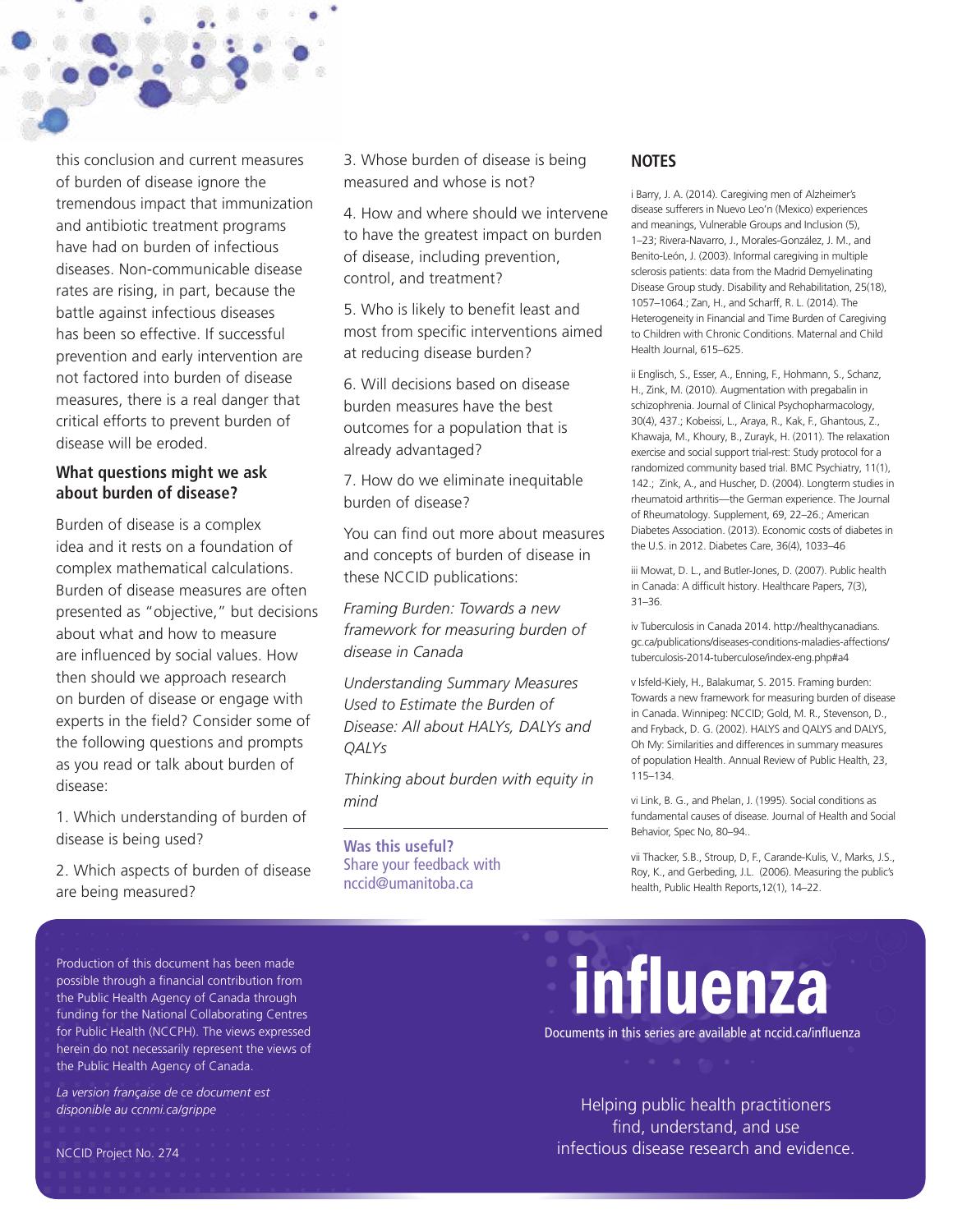this conclusion and current measures of burden of disease ignore the tremendous impact that immunization and antibiotic treatment programs have had on burden of infectious diseases. Non-communicable disease rates are rising, in part, because the battle against infectious diseases has been so effective. If successful prevention and early intervention are not factored into burden of disease measures, there is a real danger that critical efforts to prevent burden of disease will be eroded.

### What questions might we ask about burden of disease?

Burden of disease is a complex idea and it rests on a foundation of complex mathematical calculations. Burden of disease measures are often presented as "objective," but decisions about what and how to measure are influenced by social values. How then should we approach research on burden of disease or engage with experts in the field? Consider some of the following questions and prompts as you read or talk about burden of disease:

1. Which understanding of burden of disease is being used?
2. Which aspects of burden of disease are being measured?
3. Whose burden of disease is being measured and whose is not?
4. How and where should we intervene to have the greatest impact on burden of disease, including prevention, control, and treatment?
5. Who is likely to benefit least and most from specific interventions aimed at reducing disease burden?
6. Will decisions based on disease burden measures have the best outcomes for a population that is already advantaged?
7. How do we eliminate inequitable burden of disease?

You can find out more about measures and concepts of burden of disease in these NCCID publications:

*Framing Burden: Towards a new framework for measuring burden of disease in Canada*

*Understanding Summary Measures Used to Estimate the Burden of Disease: All about HALYs, DALYs and QALYs*

*Thinking about burden with equity in mind*

---

**Was this useful?**
Share your feedback with nccid@umanitoba.ca

## NOTES

i Barry, J. A. (2014). Caregiving men of Alzheimer's disease sufferers in Nuevo Leo'n (Mexico) experiences and meanings, Vulnerable Groups and Inclusion (5), 1–23; Rivera-Navarro, J., Morales-González, J. M., and Benito-León, J. (2003). Informal caregiving in multiple sclerosis patients: data from the Madrid Demyelinating Disease Group study. Disability and Rehabilitation, 25(18), 1057–1064.; Zan, H., and Scharff, R. L. (2014). The Heterogeneity in Financial and Time Burden of Caregiving to Children with Chronic Conditions. Maternal and Child Health Journal, 615–625.

ii Englisch, S., Esser, A., Enning, F., Hohmann, S., Schanz, H., Zink, M. (2010). Augmentation with pregabalin in schizophrenia. Journal of Clinical Psychopharmacology, 30(4), 437.; Kobeissi, L., Araya, R., Kak, F., Ghantous, Z., Khawaja, M., Khoury, B., Zurayk, H. (2011). The relaxation exercise and social support trial-rest: Study protocol for a randomized community based trial. BMC Psychiatry, 11(1), 142.; Zink, A., and Huscher, D. (2004). Longterm studies in rheumatoid arthritis—the German experience. The Journal of Rheumatology. Supplement, 69, 22–26.; American Diabetes Association. (2013). Economic costs of diabetes in the U.S. in 2012. Diabetes Care, 36(4), 1033–46

iii Mowat, D. L., and Butler-Jones, D. (2007). Public health in Canada: A difficult history. Healthcare Papers, 7(3), 31–36.

iv Tuberculosis in Canada 2014. http://healthycanadians.gc.ca/publications/diseases-conditions-maladies-affections/tuberculosis-2014-tuberculose/index-eng.php#a4

v Isfeld-Kiely, H., Balakumar, S. 2015. Framing burden: Towards a new framework for measuring burden of disease in Canada. Winnipeg: NCCID; Gold, M. R., Stevenson, D., and Fryback, D. G. (2002). HALYS and QALYS and DALYS, Oh My: Similarities and differences in summary measures of population Health. Annual Review of Public Health, 23, 115–134.

vi Link, B. G., and Phelan, J. (1995). Social conditions as fundamental causes of disease. Journal of Health and Social Behavior, Spec No, 80–94..

vii Thacker, S.B., Stroup, D, F., Carande-Kulis, V., Marks, J.S., Roy, K., and Gerbeding, J.L. (2006). Measuring the public's health, Public Health Reports,12(1), 14–22.

---

Production of this document has been made possible through a financial contribution from the Public Health Agency of Canada through funding for the National Collaborating Centres for Public Health (NCCPH). The views expressed herein do not necessarily represent the views of the Public Health Agency of Canada.

*La version française de ce document est disponible au ccnmi.ca/grippe*

NCCID Project No. 274

**influenza**

Documents in this series are available at nccid.ca/influenza

Helping public health practitioners find, understand, and use infectious disease research and evidence.